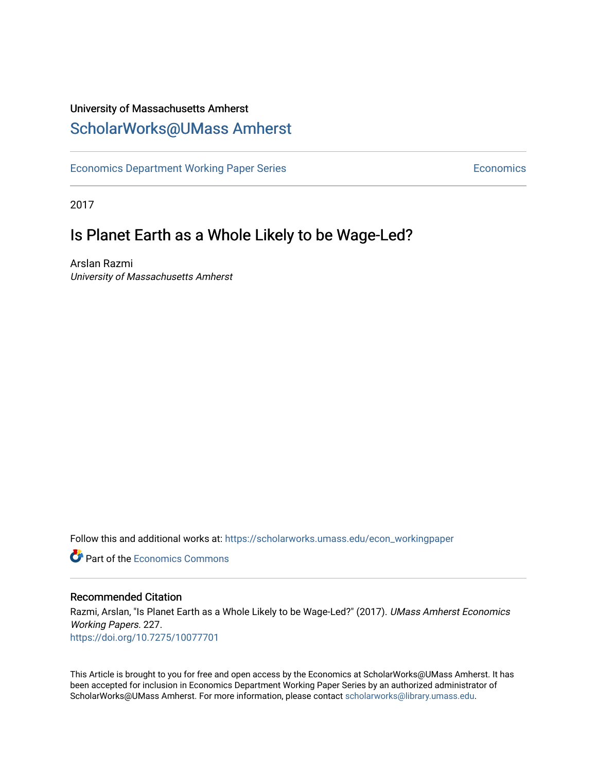University of Massachusetts Amherst

## ScholarWorks@UMass Amherst

Economics Department Working Paper Series　　　　　　　　　　　　　　　　　　Economics

2017

# Is Planet Earth as a Whole Likely to be Wage-Led?

Arslan Razmi
*University of Massachusetts Amherst*

Follow this and additional works at: https://scholarworks.umass.edu/econ_workingpaper

Part of the Economics Commons

### Recommended Citation

Razmi, Arslan, "Is Planet Earth as a Whole Likely to be Wage-Led?" (2017). *UMass Amherst Economics Working Papers*. 227.
https://doi.org/10.7275/10077701

This Article is brought to you for free and open access by the Economics at ScholarWorks@UMass Amherst. It has been accepted for inclusion in Economics Department Working Paper Series by an authorized administrator of ScholarWorks@UMass Amherst. For more information, please contact scholarworks@library.umass.edu.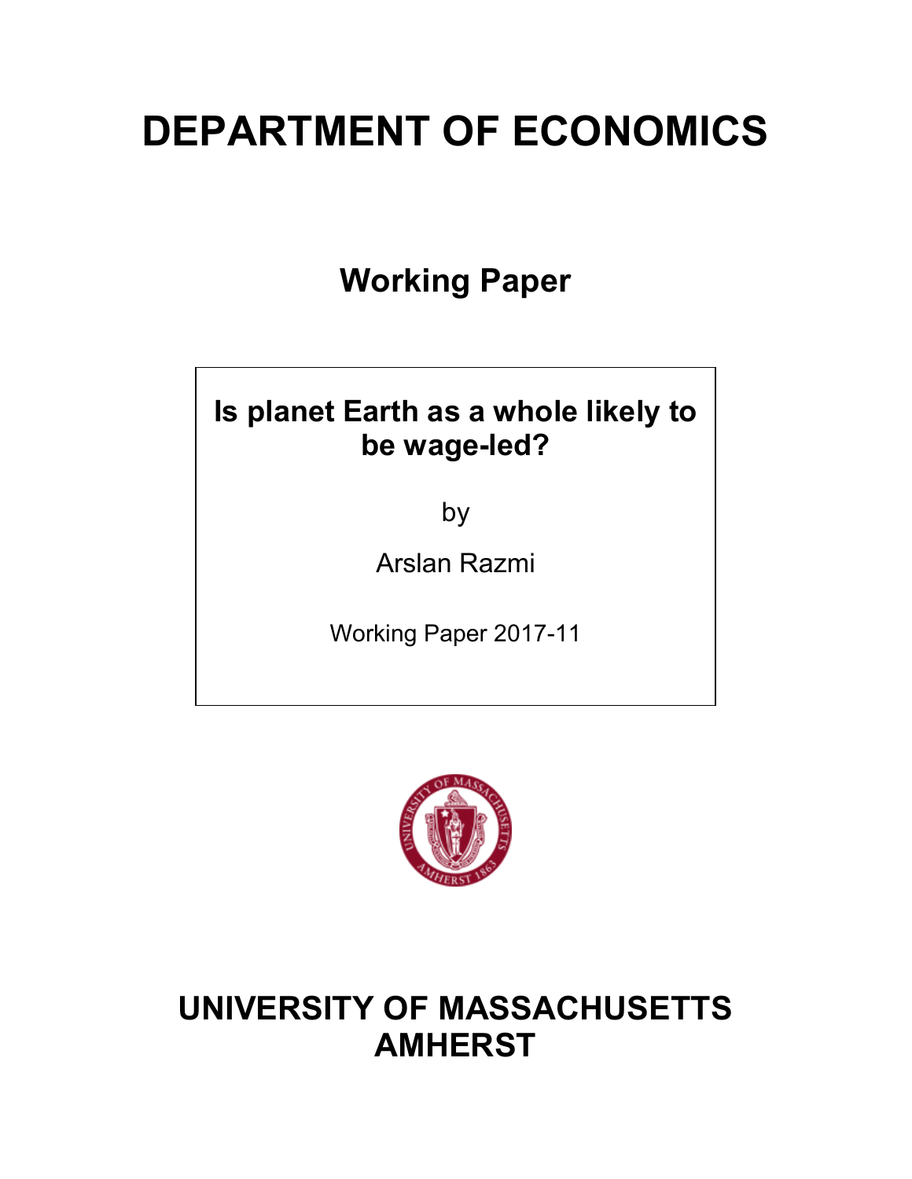# DEPARTMENT OF ECONOMICS

## Working Paper

**Is planet Earth as a whole likely to be wage-led?**

by

Arslan Razmi

Working Paper 2017-11

# UNIVERSITY OF MASSACHUSETTS AMHERST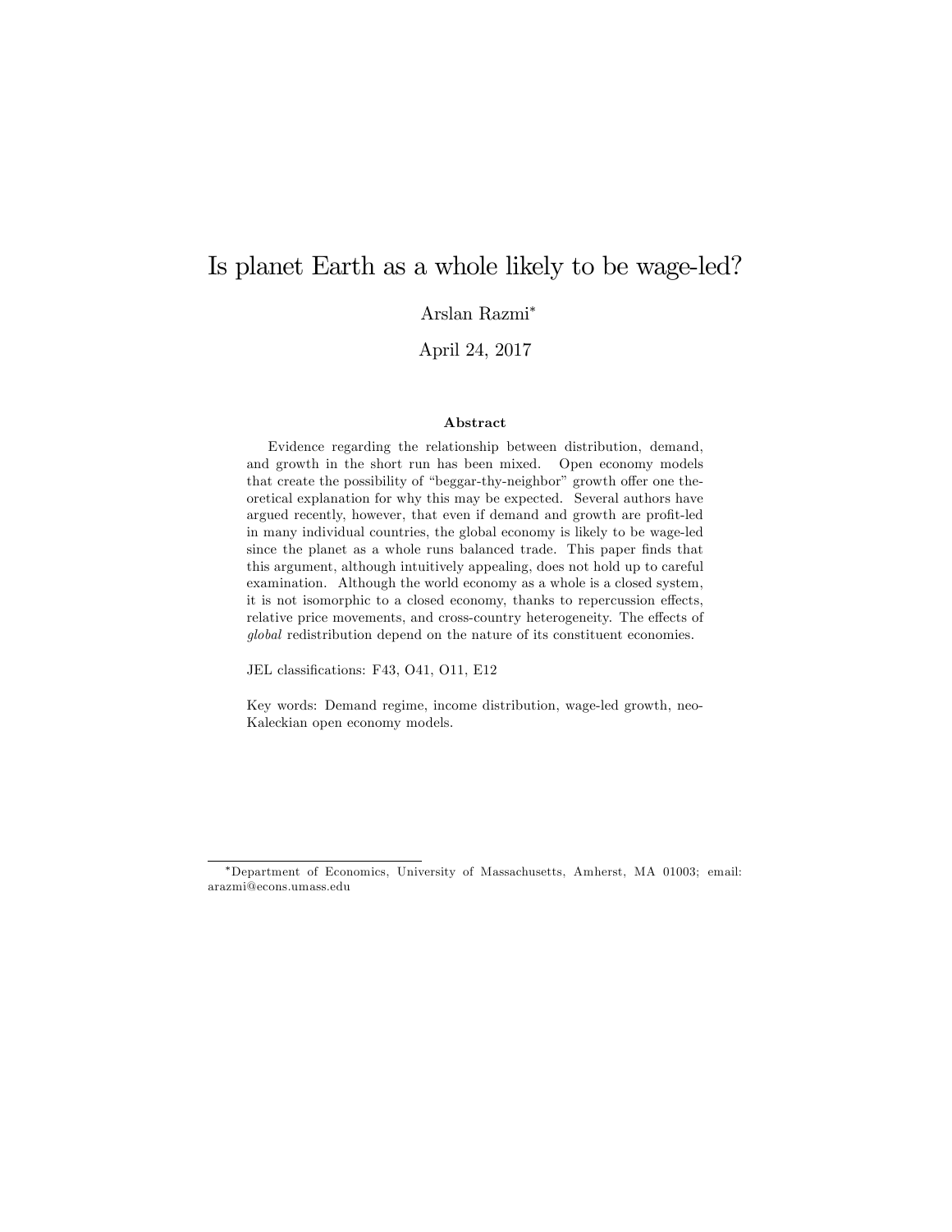# Is planet Earth as a whole likely to be wage-led?

Arslan Razmi*

April 24, 2017

**Abstract**

Evidence regarding the relationship between distribution, demand, and growth in the short run has been mixed. Open economy models that create the possibility of "beggar-thy-neighbor" growth offer one theoretical explanation for why this may be expected. Several authors have argued recently, however, that even if demand and growth are profit-led in many individual countries, the global economy is likely to be wage-led since the planet as a whole runs balanced trade. This paper finds that this argument, although intuitively appealing, does not hold up to careful examination. Although the world economy as a whole is a closed system, it is not isomorphic to a closed economy, thanks to repercussion effects, relative price movements, and cross-country heterogeneity. The effects of *global* redistribution depend on the nature of its constituent economies.

JEL classifications: F43, O41, O11, E12

Key words: Demand regime, income distribution, wage-led growth, neo-Kaleckian open economy models.

*Department of Economics, University of Massachusetts, Amherst, MA 01003; email: arazmi@econs.umass.edu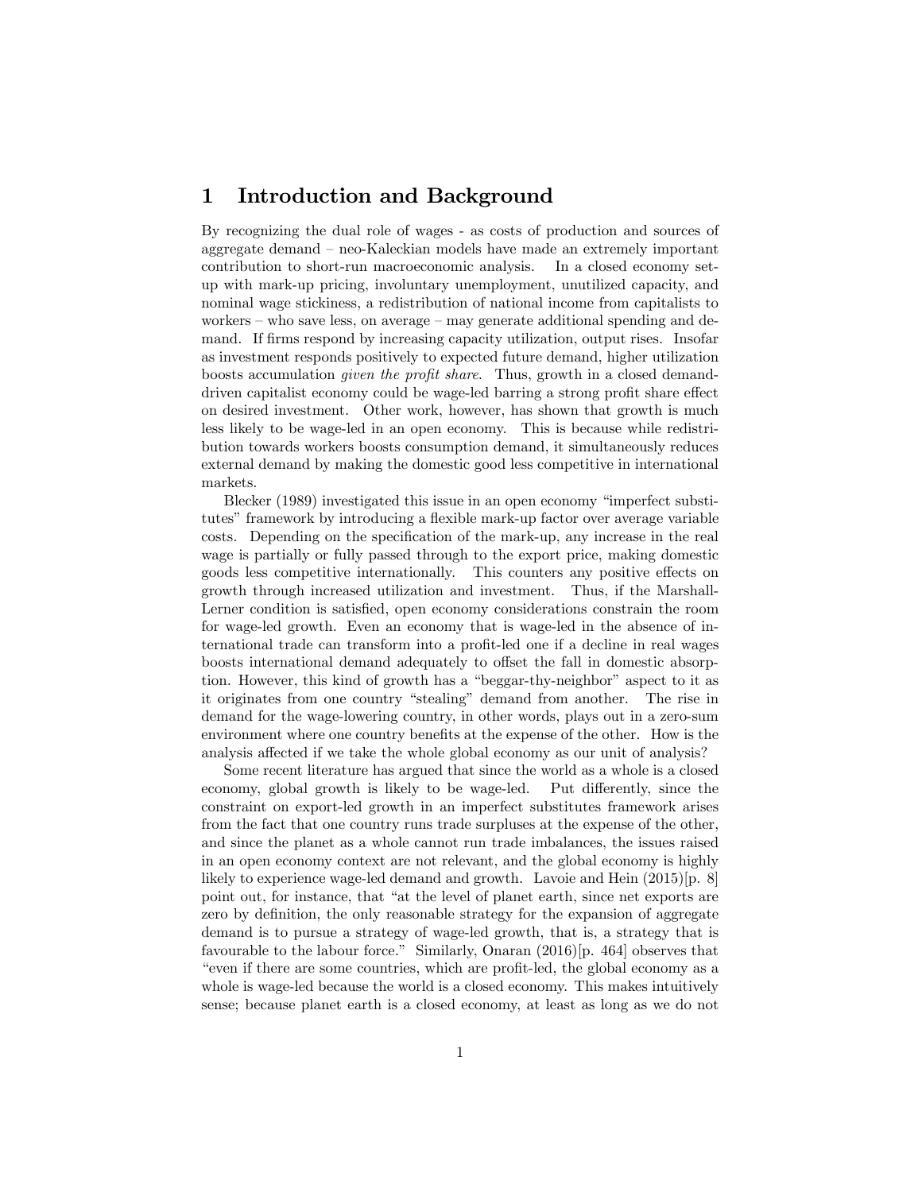# 1 Introduction and Background

By recognizing the dual role of wages - as costs of production and sources of aggregate demand – neo-Kaleckian models have made an extremely important contribution to short-run macroeconomic analysis. In a closed economy setup with mark-up pricing, involuntary unemployment, unutilized capacity, and nominal wage stickiness, a redistribution of national income from capitalists to workers – who save less, on average – may generate additional spending and demand. If firms respond by increasing capacity utilization, output rises. Insofar as investment responds positively to expected future demand, higher utilization boosts accumulation *given the profit share*. Thus, growth in a closed demand-driven capitalist economy could be wage-led barring a strong profit share effect on desired investment. Other work, however, has shown that growth is much less likely to be wage-led in an open economy. This is because while redistribution towards workers boosts consumption demand, it simultaneously reduces external demand by making the domestic good less competitive in international markets.

Blecker (1989) investigated this issue in an open economy "imperfect substitutes" framework by introducing a flexible mark-up factor over average variable costs. Depending on the specification of the mark-up, any increase in the real wage is partially or fully passed through to the export price, making domestic goods less competitive internationally. This counters any positive effects on growth through increased utilization and investment. Thus, if the Marshall-Lerner condition is satisfied, open economy considerations constrain the room for wage-led growth. Even an economy that is wage-led in the absence of international trade can transform into a profit-led one if a decline in real wages boosts international demand adequately to offset the fall in domestic absorption. However, this kind of growth has a "beggar-thy-neighbor" aspect to it as it originates from one country "stealing" demand from another. The rise in demand for the wage-lowering country, in other words, plays out in a zero-sum environment where one country benefits at the expense of the other. How is the analysis affected if we take the whole global economy as our unit of analysis?

Some recent literature has argued that since the world as a whole is a closed economy, global growth is likely to be wage-led. Put differently, since the constraint on export-led growth in an imperfect substitutes framework arises from the fact that one country runs trade surpluses at the expense of the other, and since the planet as a whole cannot run trade imbalances, the issues raised in an open economy context are not relevant, and the global economy is highly likely to experience wage-led demand and growth. Lavoie and Hein (2015)[p. 8] point out, for instance, that "at the level of planet earth, since net exports are zero by definition, the only reasonable strategy for the expansion of aggregate demand is to pursue a strategy of wage-led growth, that is, a strategy that is favourable to the labour force." Similarly, Onaran (2016)[p. 464] observes that "even if there are some countries, which are profit-led, the global economy as a whole is wage-led because the world is a closed economy. This makes intuitively sense; because planet earth is a closed economy, at least as long as we do not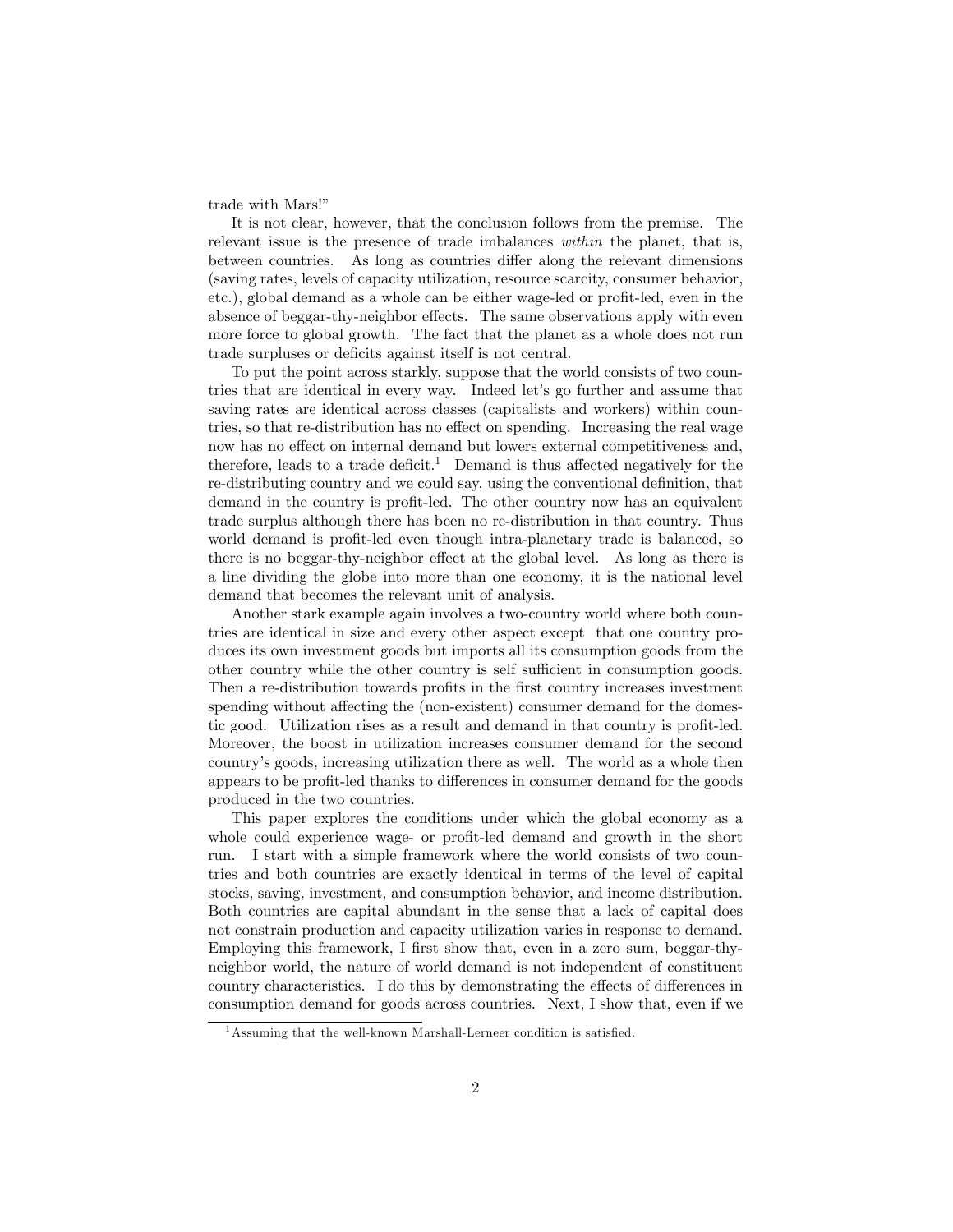trade with Mars!"

It is not clear, however, that the conclusion follows from the premise. The relevant issue is the presence of trade imbalances *within* the planet, that is, between countries. As long as countries differ along the relevant dimensions (saving rates, levels of capacity utilization, resource scarcity, consumer behavior, etc.), global demand as a whole can be either wage-led or profit-led, even in the absence of beggar-thy-neighbor effects. The same observations apply with even more force to global growth. The fact that the planet as a whole does not run trade surpluses or deficits against itself is not central.

To put the point across starkly, suppose that the world consists of two countries that are identical in every way. Indeed let's go further and assume that saving rates are identical across classes (capitalists and workers) within countries, so that re-distribution has no effect on spending. Increasing the real wage now has no effect on internal demand but lowers external competitiveness and, therefore, leads to a trade deficit.[1] Demand is thus affected negatively for the re-distributing country and we could say, using the conventional definition, that demand in the country is profit-led. The other country now has an equivalent trade surplus although there has been no re-distribution in that country. Thus world demand is profit-led even though intra-planetary trade is balanced, so there is no beggar-thy-neighbor effect at the global level. As long as there is a line dividing the globe into more than one economy, it is the national level demand that becomes the relevant unit of analysis.

Another stark example again involves a two-country world where both countries are identical in size and every other aspect except that one country produces its own investment goods but imports all its consumption goods from the other country while the other country is self sufficient in consumption goods. Then a re-distribution towards profits in the first country increases investment spending without affecting the (non-existent) consumer demand for the domestic good. Utilization rises as a result and demand in that country is profit-led. Moreover, the boost in utilization increases consumer demand for the second country's goods, increasing utilization there as well. The world as a whole then appears to be profit-led thanks to differences in consumer demand for the goods produced in the two countries.

This paper explores the conditions under which the global economy as a whole could experience wage- or profit-led demand and growth in the short run. I start with a simple framework where the world consists of two countries and both countries are exactly identical in terms of the level of capital stocks, saving, investment, and consumption behavior, and income distribution. Both countries are capital abundant in the sense that a lack of capital does not constrain production and capacity utilization varies in response to demand. Employing this framework, I first show that, even in a zero sum, beggar-thy-neighbor world, the nature of world demand is not independent of constituent country characteristics. I do this by demonstrating the effects of differences in consumption demand for goods across countries. Next, I show that, even if we

[1] Assuming that the well-known Marshall-Lerneer condition is satisfied.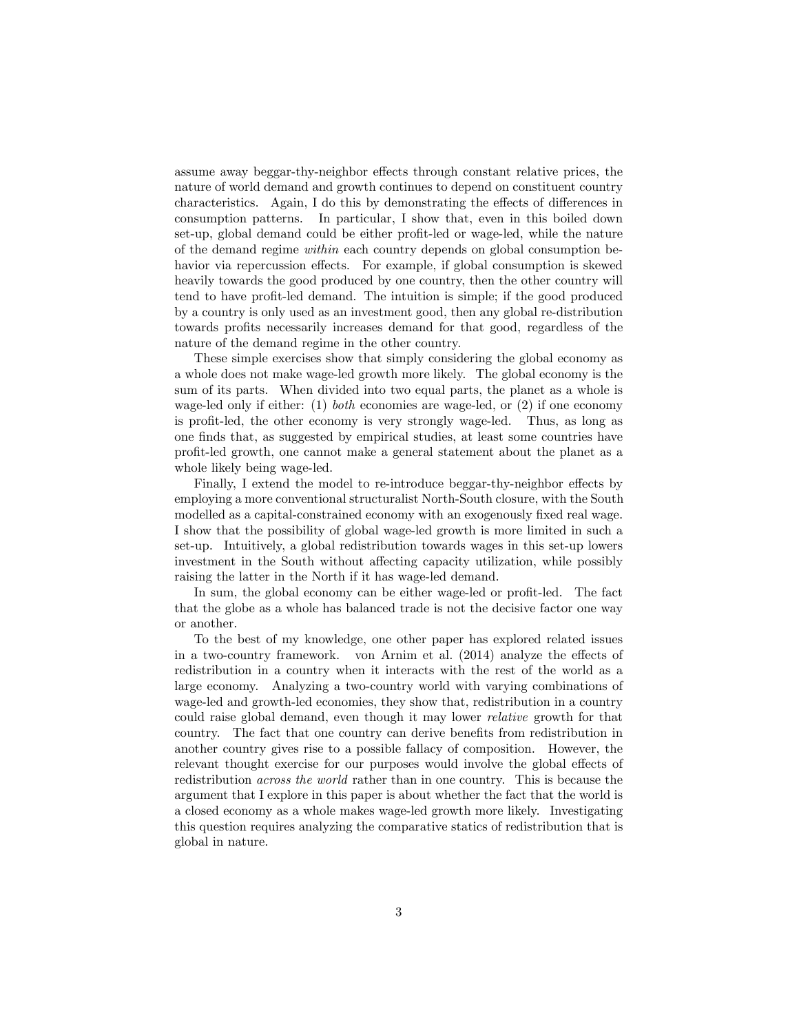assume away beggar-thy-neighbor effects through constant relative prices, the nature of world demand and growth continues to depend on constituent country characteristics. Again, I do this by demonstrating the effects of differences in consumption patterns. In particular, I show that, even in this boiled down set-up, global demand could be either profit-led or wage-led, while the nature of the demand regime *within* each country depends on global consumption behavior via repercussion effects. For example, if global consumption is skewed heavily towards the good produced by one country, then the other country will tend to have profit-led demand. The intuition is simple; if the good produced by a country is only used as an investment good, then any global re-distribution towards profits necessarily increases demand for that good, regardless of the nature of the demand regime in the other country.

These simple exercises show that simply considering the global economy as a whole does not make wage-led growth more likely. The global economy is the sum of its parts. When divided into two equal parts, the planet as a whole is wage-led only if either: (1) *both* economies are wage-led, or (2) if one economy is profit-led, the other economy is very strongly wage-led. Thus, as long as one finds that, as suggested by empirical studies, at least some countries have profit-led growth, one cannot make a general statement about the planet as a whole likely being wage-led.

Finally, I extend the model to re-introduce beggar-thy-neighbor effects by employing a more conventional structuralist North-South closure, with the South modelled as a capital-constrained economy with an exogenously fixed real wage. I show that the possibility of global wage-led growth is more limited in such a set-up. Intuitively, a global redistribution towards wages in this set-up lowers investment in the South without affecting capacity utilization, while possibly raising the latter in the North if it has wage-led demand.

In sum, the global economy can be either wage-led or profit-led. The fact that the globe as a whole has balanced trade is not the decisive factor one way or another.

To the best of my knowledge, one other paper has explored related issues in a two-country framework. von Arnim et al. (2014) analyze the effects of redistribution in a country when it interacts with the rest of the world as a large economy. Analyzing a two-country world with varying combinations of wage-led and growth-led economies, they show that, redistribution in a country could raise global demand, even though it may lower *relative* growth for that country. The fact that one country can derive benefits from redistribution in another country gives rise to a possible fallacy of composition. However, the relevant thought exercise for our purposes would involve the global effects of redistribution *across the world* rather than in one country. This is because the argument that I explore in this paper is about whether the fact that the world is a closed economy as a whole makes wage-led growth more likely. Investigating this question requires analyzing the comparative statics of redistribution that is global in nature.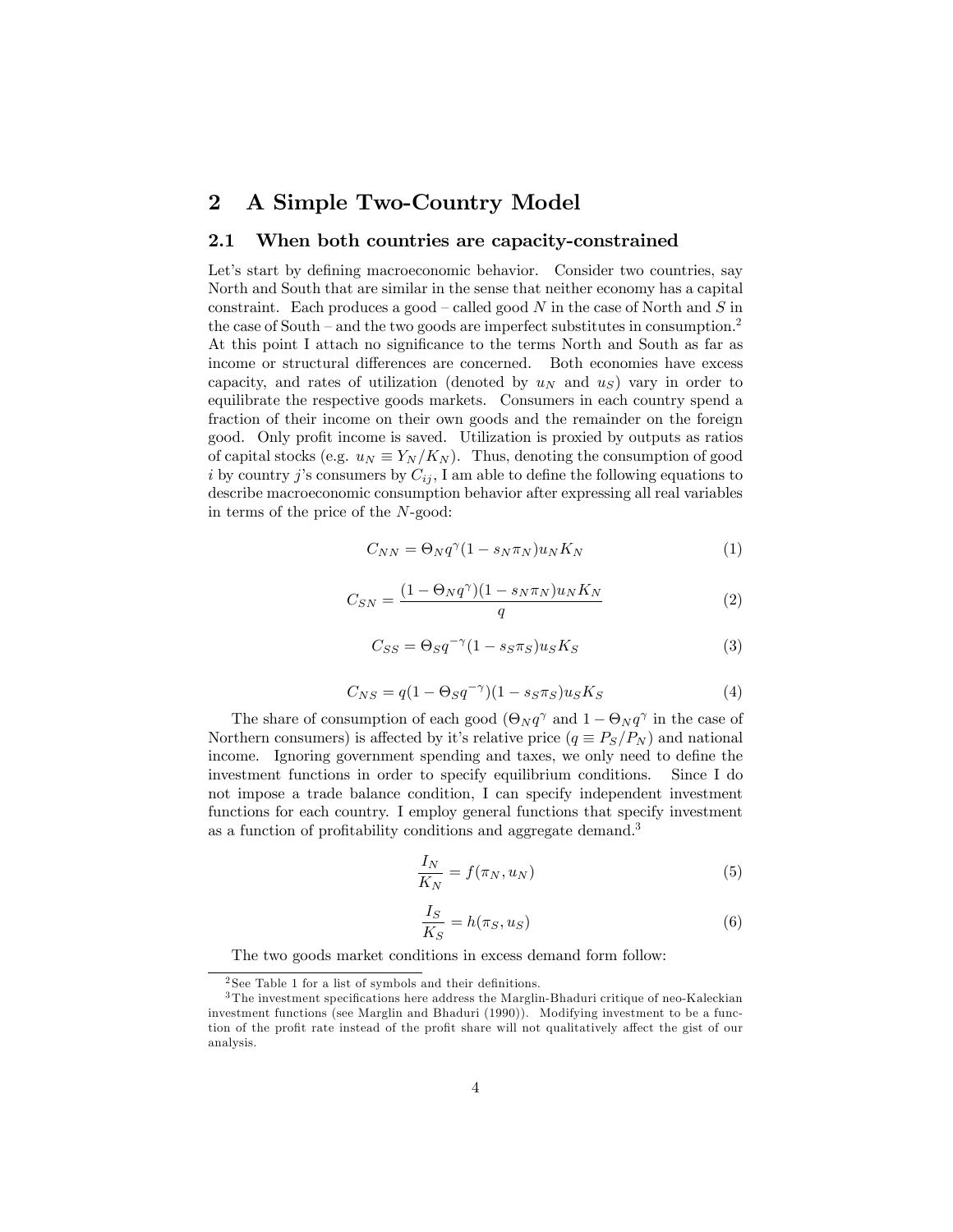## 2 A Simple Two-Country Model

### 2.1 When both countries are capacity-constrained

Let's start by defining macroeconomic behavior. Consider two countries, say North and South that are similar in the sense that neither economy has a capital constraint. Each produces a good – called good $N$ in the case of North and $S$ in the case of South – and the two goods are imperfect substitutes in consumption.[2] At this point I attach no significance to the terms North and South as far as income or structural differences are concerned. Both economies have excess capacity, and rates of utilization (denoted by $u_N$ and $u_S$) vary in order to equilibrate the respective goods markets. Consumers in each country spend a fraction of their income on their own goods and the remainder on the foreign good. Only profit income is saved. Utilization is proxied by outputs as ratios of capital stocks (e.g. $u_N \equiv Y_N/K_N$). Thus, denoting the consumption of good $i$ by country $j$'s consumers by $C_{ij}$, I am able to define the following equations to describe macroeconomic consumption behavior after expressing all real variables in terms of the price of the $N$-good:

$$C_{NN} = \Theta_N q^{\gamma}(1 - s_N \pi_N) u_N K_N \tag{1}$$

$$C_{SN} = \frac{(1 - \Theta_N q^{\gamma})(1 - s_N \pi_N) u_N K_N}{q} \tag{2}$$

$$C_{SS} = \Theta_S q^{-\gamma}(1 - s_S \pi_S) u_S K_S \tag{3}$$

$$C_{NS} = q(1 - \Theta_S q^{-\gamma})(1 - s_S \pi_S) u_S K_S \tag{4}$$

The share of consumption of each good ($\Theta_N q^{\gamma}$ and $1 - \Theta_N q^{\gamma}$ in the case of Northern consumers) is affected by it's relative price ($q \equiv P_S/P_N$) and national income. Ignoring government spending and taxes, we only need to define the investment functions in order to specify equilibrium conditions. Since I do not impose a trade balance condition, I can specify independent investment functions for each country. I employ general functions that specify investment as a function of profitability conditions and aggregate demand.[3]

$$\frac{I_N}{K_N} = f(\pi_N, u_N) \tag{5}$$

$$\frac{I_S}{K_S} = h(\pi_S, u_S) \tag{6}$$

The two goods market conditions in excess demand form follow:

---

[2] See Table 1 for a list of symbols and their definitions.

[3] The investment specifications here address the Marglin-Bhaduri critique of neo-Kaleckian investment functions (see Marglin and Bhaduri (1990)). Modifying investment to be a function of the profit rate instead of the profit share will not qualitatively affect the gist of our analysis.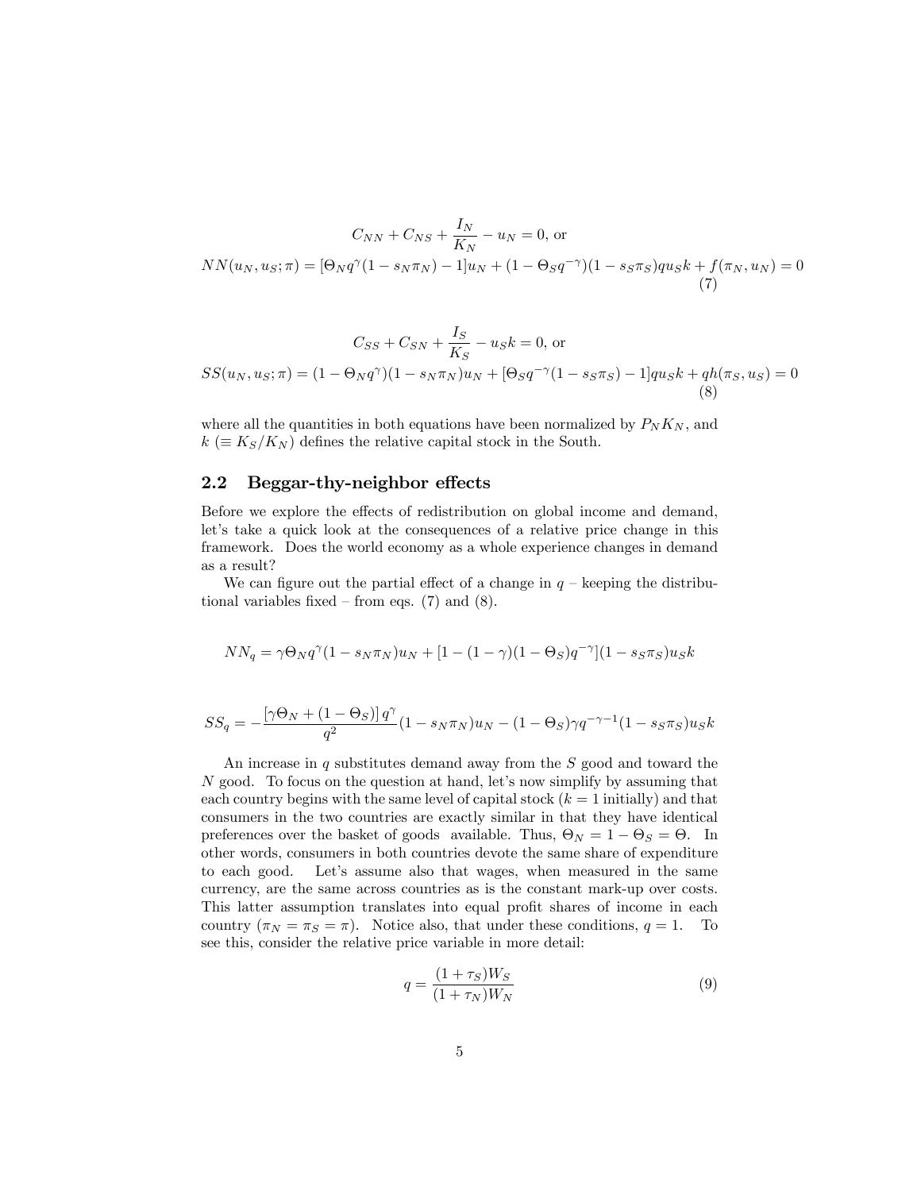$$C_{NN} + C_{NS} + \frac{I_N}{K_N} - u_N = 0, \text{ or}$$

$$NN(u_N, u_S; \pi) = [\Theta_N q^{\gamma}(1 - s_N \pi_N) - 1]u_N + (1 - \Theta_S q^{-\gamma})(1 - s_S \pi_S) q u_S k + f(\pi_N, u_N) = 0 \tag{7}$$

$$C_{SS} + C_{SN} + \frac{I_S}{K_S} - u_S k = 0, \text{ or}$$

$$SS(u_N, u_S; \pi) = (1 - \Theta_N q^{\gamma})(1 - s_N \pi_N) u_N + [\Theta_S q^{-\gamma}(1 - s_S \pi_S) - 1] q u_S k + q h(\pi_S, u_S) = 0 \tag{8}$$

where all the quantities in both equations have been normalized by $P_N K_N$, and $k$ ($\equiv K_S/K_N$) defines the relative capital stock in the South.

## 2.2 Beggar-thy-neighbor effects

Before we explore the effects of redistribution on global income and demand, let's take a quick look at the consequences of a relative price change in this framework. Does the world economy as a whole experience changes in demand as a result?

We can figure out the partial effect of a change in $q$ – keeping the distributional variables fixed – from eqs. (7) and (8).

$$NN_q = \gamma \Theta_N q^{\gamma}(1 - s_N \pi_N) u_N + [1 - (1 - \gamma)(1 - \Theta_S) q^{-\gamma}](1 - s_S \pi_S) u_S k$$

$$SS_q = -\frac{[\gamma \Theta_N + (1 - \Theta_S)]\, q^{\gamma}}{q^2}(1 - s_N \pi_N) u_N - (1 - \Theta_S)\gamma q^{-\gamma - 1}(1 - s_S \pi_S) u_S k$$

An increase in $q$ substitutes demand away from the $S$ good and toward the $N$ good. To focus on the question at hand, let's now simplify by assuming that each country begins with the same level of capital stock ($k = 1$ initially) and that consumers in the two countries are exactly similar in that they have identical preferences over the basket of goods available. Thus, $\Theta_N = 1 - \Theta_S = \Theta$. In other words, consumers in both countries devote the same share of expenditure to each good. Let's assume also that wages, when measured in the same currency, are the same across countries as is the constant mark-up over costs. This latter assumption translates into equal profit shares of income in each country ($\pi_N = \pi_S = \pi$). Notice also, that under these conditions, $q = 1$. To see this, consider the relative price variable in more detail:

$$q = \frac{(1 + \tau_S) W_S}{(1 + \tau_N) W_N} \tag{9}$$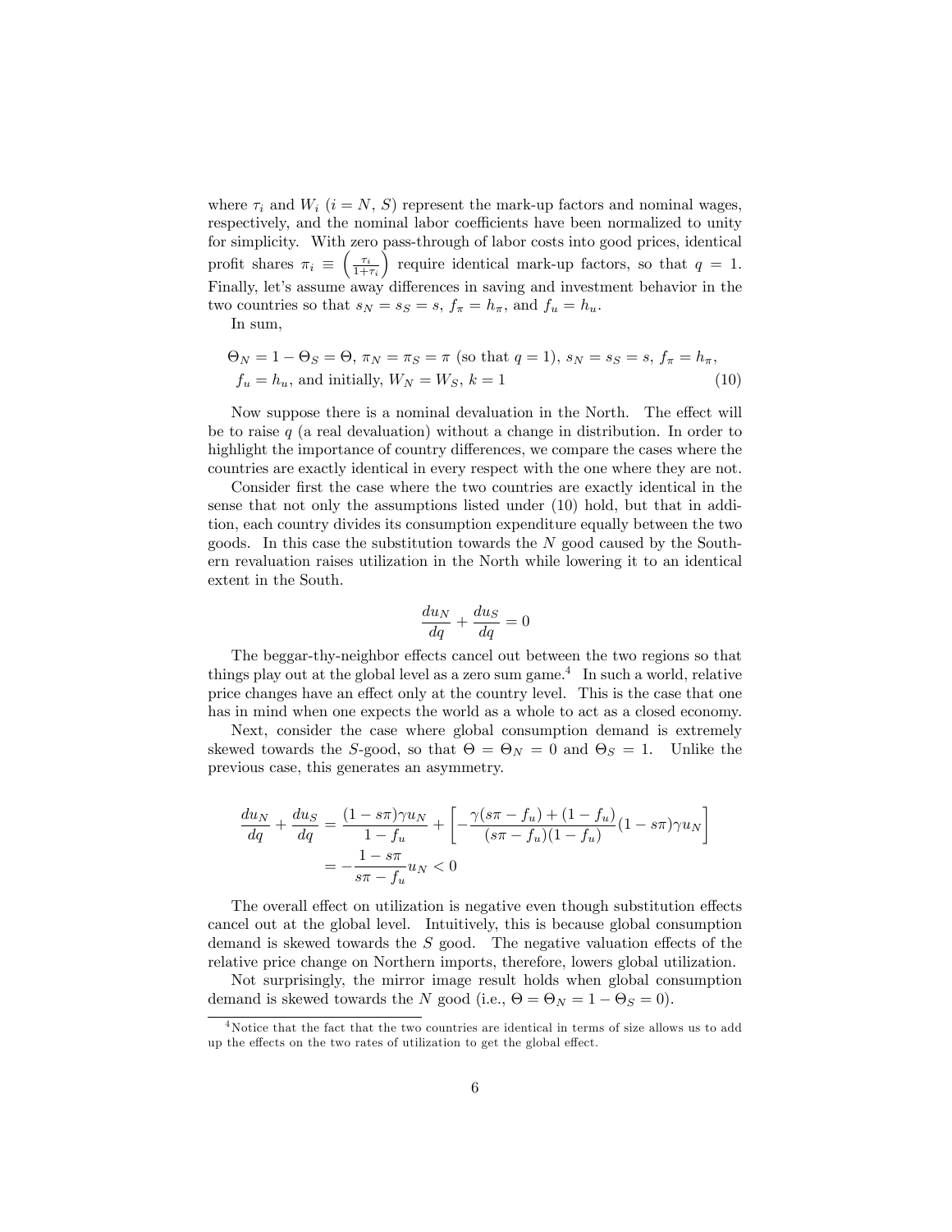where $\tau_i$ and $W_i$ ($i = N$, $S$) represent the mark-up factors and nominal wages, respectively, and the nominal labor coefficients have been normalized to unity for simplicity. With zero pass-through of labor costs into good prices, identical profit shares $\pi_i \equiv \left(\frac{\tau_i}{1+\tau_i}\right)$ require identical mark-up factors, so that $q = 1$. Finally, let's assume away differences in saving and investment behavior in the two countries so that $s_N = s_S = s$, $f_\pi = h_\pi$, and $f_u = h_u$.

In sum,

$$\Theta_N = 1 - \Theta_S = \Theta,\ \pi_N = \pi_S = \pi \text{ (so that } q = 1),\ s_N = s_S = s,\ f_\pi = h_\pi,$$
$$f_u = h_u, \text{ and initially, } W_N = W_S,\ k = 1 \tag{10}$$

Now suppose there is a nominal devaluation in the North. The effect will be to raise $q$ (a real devaluation) without a change in distribution. In order to highlight the importance of country differences, we compare the cases where the countries are exactly identical in every respect with the one where they are not.

Consider first the case where the two countries are exactly identical in the sense that not only the assumptions listed under (10) hold, but that in addition, each country divides its consumption expenditure equally between the two goods. In this case the substitution towards the $N$ good caused by the Southern revaluation raises utilization in the North while lowering it to an identical extent in the South.

$$\frac{du_N}{dq} + \frac{du_S}{dq} = 0$$

The beggar-thy-neighbor effects cancel out between the two regions so that things play out at the global level as a zero sum game.[4] In such a world, relative price changes have an effect only at the country level. This is the case that one has in mind when one expects the world as a whole to act as a closed economy.

Next, consider the case where global consumption demand is extremely skewed towards the $S$-good, so that $\Theta = \Theta_N = 0$ and $\Theta_S = 1$. Unlike the previous case, this generates an asymmetry.

$$\begin{aligned}\frac{du_N}{dq} + \frac{du_S}{dq} &= \frac{(1 - s\pi)\gamma u_N}{1 - f_u} + \left[-\frac{\gamma(s\pi - f_u) + (1 - f_u)}{(s\pi - f_u)(1 - f_u)}(1 - s\pi)\gamma u_N\right] \\ &= -\frac{1 - s\pi}{s\pi - f_u} u_N < 0\end{aligned}$$

The overall effect on utilization is negative even though substitution effects cancel out at the global level. Intuitively, this is because global consumption demand is skewed towards the $S$ good. The negative valuation effects of the relative price change on Northern imports, therefore, lowers global utilization.

Not surprisingly, the mirror image result holds when global consumption demand is skewed towards the $N$ good (i.e., $\Theta = \Theta_N = 1 - \Theta_S = 0$).

[4] Notice that the fact that the two countries are identical in terms of size allows us to add up the effects on the two rates of utilization to get the global effect.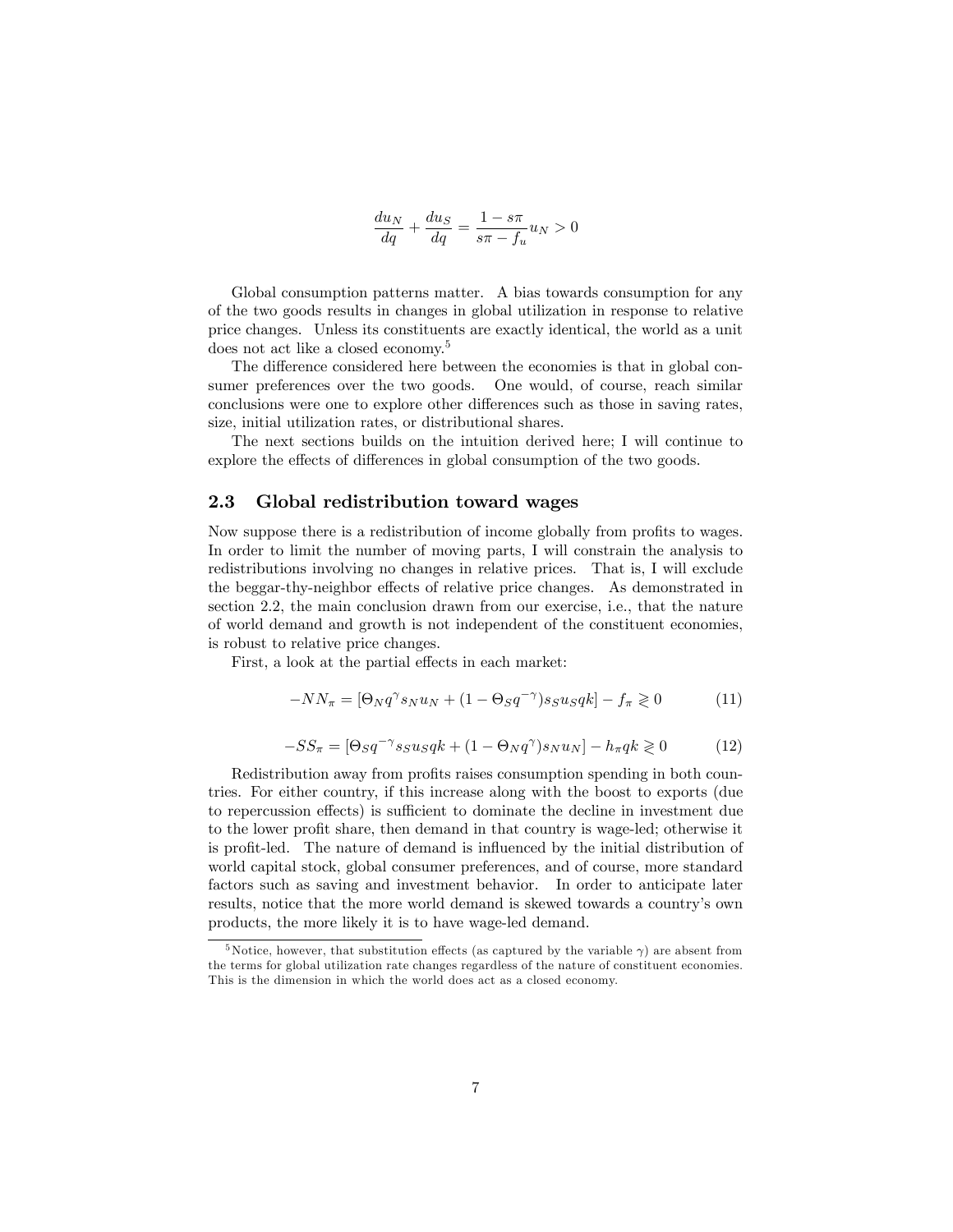$$\frac{du_N}{dq} + \frac{du_S}{dq} = \frac{1 - s\pi}{s\pi - f_u} u_N > 0$$

Global consumption patterns matter. A bias towards consumption for any of the two goods results in changes in global utilization in response to relative price changes. Unless its constituents are exactly identical, the world as a unit does not act like a closed economy.[5]

The difference considered here between the economies is that in global consumer preferences over the two goods. One would, of course, reach similar conclusions were one to explore other differences such as those in saving rates, size, initial utilization rates, or distributional shares.

The next sections builds on the intuition derived here; I will continue to explore the effects of differences in global consumption of the two goods.

### 2.3 Global redistribution toward wages

Now suppose there is a redistribution of income globally from profits to wages. In order to limit the number of moving parts, I will constrain the analysis to redistributions involving no changes in relative prices. That is, I will exclude the beggar-thy-neighbor effects of relative price changes. As demonstrated in section 2.2, the main conclusion drawn from our exercise, i.e., that the nature of world demand and growth is not independent of the constituent economies, is robust to relative price changes.

First, a look at the partial effects in each market:

$$-NN_\pi = [\Theta_N q^\gamma s_N u_N + (1 - \Theta_S q^{-\gamma}) s_S u_S qk] - f_\pi \gtrless 0 \tag{11}$$

$$-SS_\pi = [\Theta_S q^{-\gamma} s_S u_S qk + (1 - \Theta_N q^\gamma) s_N u_N] - h_\pi qk \gtrless 0 \tag{12}$$

Redistribution away from profits raises consumption spending in both countries. For either country, if this increase along with the boost to exports (due to repercussion effects) is sufficient to dominate the decline in investment due to the lower profit share, then demand in that country is wage-led; otherwise it is profit-led. The nature of demand is influenced by the initial distribution of world capital stock, global consumer preferences, and of course, more standard factors such as saving and investment behavior. In order to anticipate later results, notice that the more world demand is skewed towards a country's own products, the more likely it is to have wage-led demand.

[5] Notice, however, that substitution effects (as captured by the variable $\gamma$) are absent from the terms for global utilization rate changes regardless of the nature of constituent economies. This is the dimension in which the world does act as a closed economy.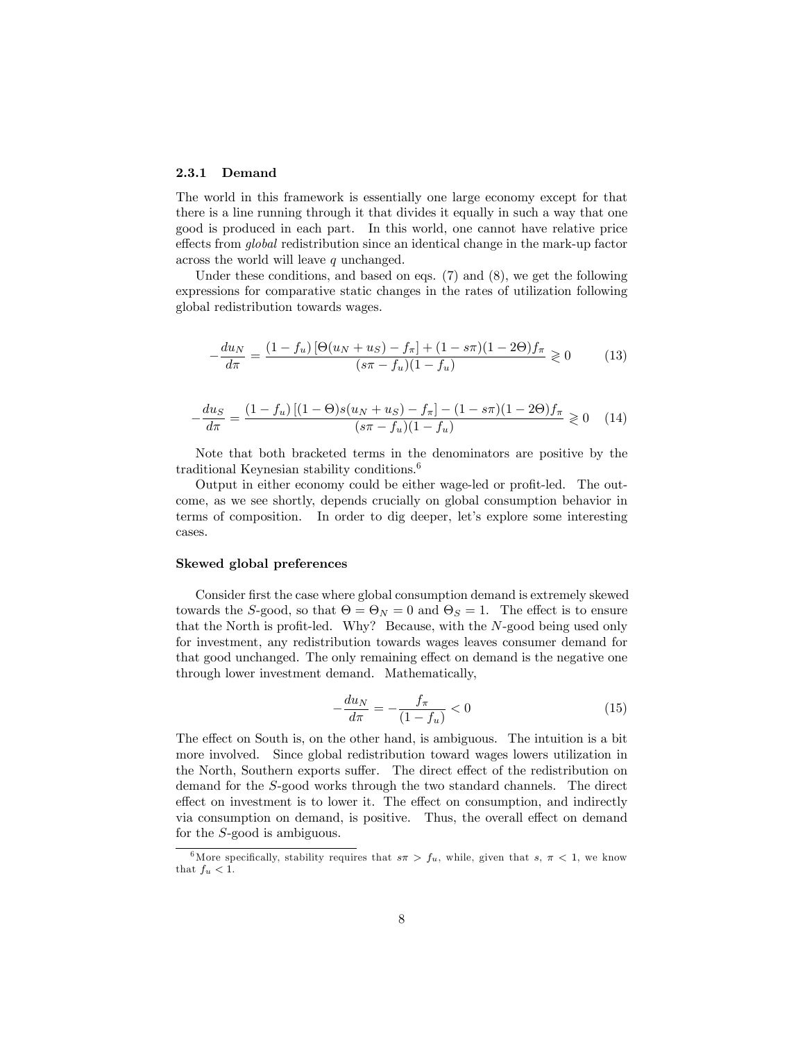### 2.3.1 Demand

The world in this framework is essentially one large economy except for that there is a line running through it that divides it equally in such a way that one good is produced in each part. In this world, one cannot have relative price effects from *global* redistribution since an identical change in the mark-up factor across the world will leave $q$ unchanged.

Under these conditions, and based on eqs. (7) and (8), we get the following expressions for comparative static changes in the rates of utilization following global redistribution towards wages.

$$-\frac{du_N}{d\pi} = \frac{(1-f_u)\left[\Theta(u_N+u_S)-f_\pi\right]+(1-s\pi)(1-2\Theta)f_\pi}{(s\pi-f_u)(1-f_u)} \gtrless 0 \tag{13}$$

$$-\frac{du_S}{d\pi} = \frac{(1-f_u)\left[(1-\Theta)s(u_N+u_S)-f_\pi\right]-(1-s\pi)(1-2\Theta)f_\pi}{(s\pi-f_u)(1-f_u)} \gtrless 0 \tag{14}$$

Note that both bracketed terms in the denominators are positive by the traditional Keynesian stability conditions.[6]

Output in either economy could be either wage-led or profit-led. The outcome, as we see shortly, depends crucially on global consumption behavior in terms of composition. In order to dig deeper, let's explore some interesting cases.

#### Skewed global preferences

Consider first the case where global consumption demand is extremely skewed towards the $S$-good, so that $\Theta = \Theta_N = 0$ and $\Theta_S = 1$. The effect is to ensure that the North is profit-led. Why? Because, with the $N$-good being used only for investment, any redistribution towards wages leaves consumer demand for that good unchanged. The only remaining effect on demand is the negative one through lower investment demand. Mathematically,

$$-\frac{du_N}{d\pi} = -\frac{f_\pi}{(1-f_u)} < 0 \tag{15}$$

The effect on South is, on the other hand, is ambiguous. The intuition is a bit more involved. Since global redistribution toward wages lowers utilization in the North, Southern exports suffer. The direct effect of the redistribution on demand for the $S$-good works through the two standard channels. The direct effect on investment is to lower it. The effect on consumption, and indirectly via consumption on demand, is positive. Thus, the overall effect on demand for the $S$-good is ambiguous.

---

[6] More specifically, stability requires that $s\pi > f_u$, while, given that $s$, $\pi < 1$, we know that $f_u < 1$.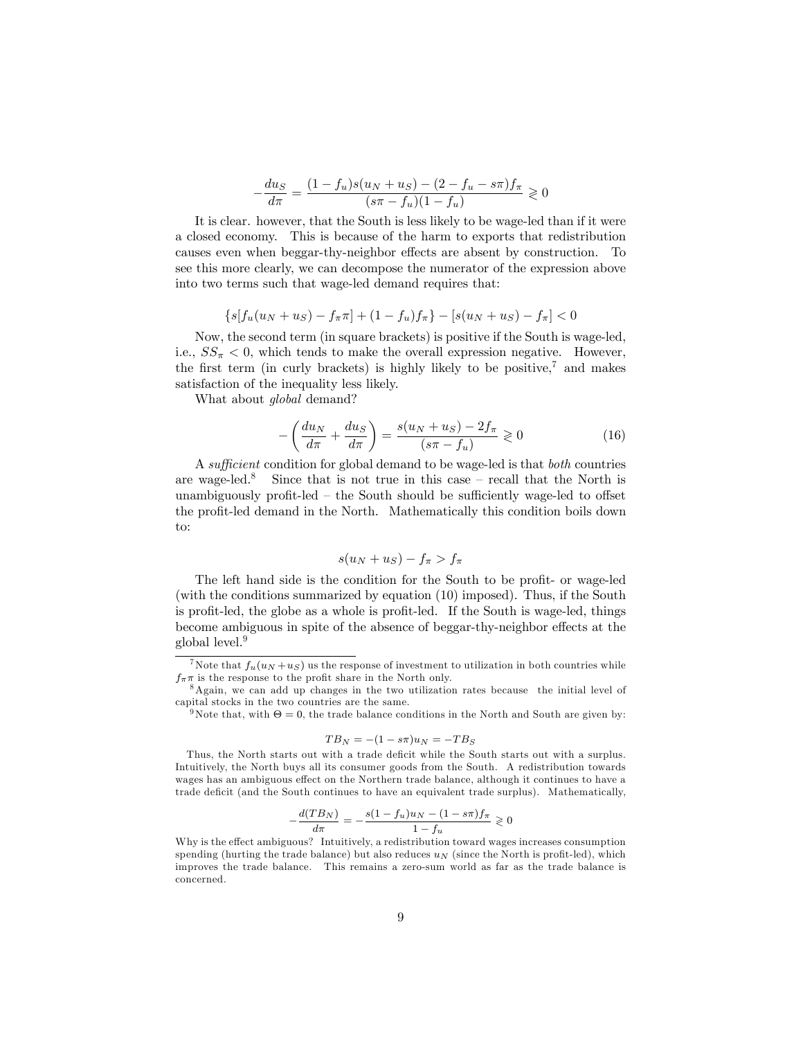$$-\frac{du_S}{d\pi} = \frac{(1-f_u)s(u_N+u_S) - (2-f_u-s\pi)f_\pi}{(s\pi - f_u)(1-f_u)} \gtrless 0$$

It is clear. however, that the South is less likely to be wage-led than if it were a closed economy. This is because of the harm to exports that redistribution causes even when beggar-thy-neighbor effects are absent by construction. To see this more clearly, we can decompose the numerator of the expression above into two terms such that wage-led demand requires that:

$$\{s[f_u(u_N+u_S) - f_\pi \pi] + (1-f_u)f_\pi\} - [s(u_N+u_S) - f_\pi] < 0$$

Now, the second term (in square brackets) is positive if the South is wage-led, i.e., $SS_\pi < 0$, which tends to make the overall expression negative. However, the first term (in curly brackets) is highly likely to be positive,[7] and makes satisfaction of the inequality less likely.

What about *global* demand?

$$-\left(\frac{du_N}{d\pi} + \frac{du_S}{d\pi}\right) = \frac{s(u_N+u_S) - 2f_\pi}{(s\pi - f_u)} \gtrless 0 \tag{16}$$

A *sufficient* condition for global demand to be wage-led is that *both* countries are wage-led.[8] Since that is not true in this case – recall that the North is unambiguously profit-led – the South should be sufficiently wage-led to offset the profit-led demand in the North. Mathematically this condition boils down to:

$$s(u_N+u_S) - f_\pi > f_\pi$$

The left hand side is the condition for the South to be profit- or wage-led (with the conditions summarized by equation (10) imposed). Thus, if the South is profit-led, the globe as a whole is profit-led. If the South is wage-led, things become ambiguous in spite of the absence of beggar-thy-neighbor effects at the global level.[9]

---

[7] Note that $f_u(u_N+u_S)$ us the response of investment to utilization in both countries while $f_\pi \pi$ is the response to the profit share in the North only.

[8] Again, we can add up changes in the two utilization rates because the initial level of capital stocks in the two countries are the same.

[9] Note that, with $\Theta = 0$, the trade balance conditions in the North and South are given by:

$$TB_N = -(1-s\pi)u_N = -TB_S$$

Thus, the North starts out with a trade deficit while the South starts out with a surplus. Intuitively, the North buys all its consumer goods from the South. A redistribution towards wages has an ambiguous effect on the Northern trade balance, although it continues to have a trade deficit (and the South continues to have an equivalent trade surplus). Mathematically,

$$-\frac{d(TB_N)}{d\pi} = -\frac{s(1-f_u)u_N - (1-s\pi)f_\pi}{1-f_u} \gtrless 0$$

Why is the effect ambiguous? Intuitively, a redistribution toward wages increases consumption spending (hurting the trade balance) but also reduces $u_N$ (since the North is profit-led), which improves the trade balance. This remains a zero-sum world as far as the trade balance is concerned.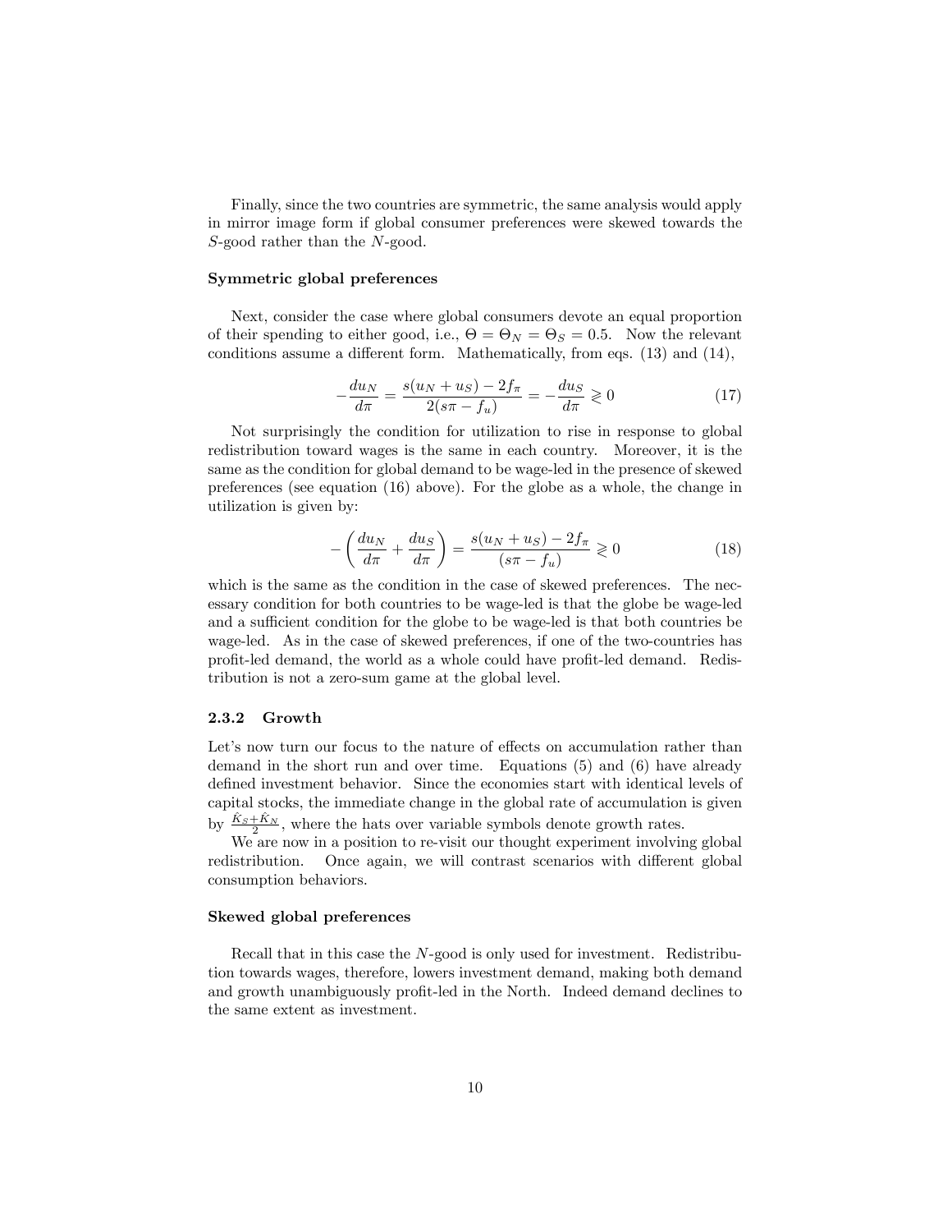Finally, since the two countries are symmetric, the same analysis would apply in mirror image form if global consumer preferences were skewed towards the $S$-good rather than the $N$-good.

#### Symmetric global preferences

Next, consider the case where global consumers devote an equal proportion of their spending to either good, i.e., $\Theta = \Theta_N = \Theta_S = 0.5$. Now the relevant conditions assume a different form. Mathematically, from eqs. (13) and (14),

$$-\frac{du_N}{d\pi} = \frac{s(u_N + u_S) - 2f_\pi}{2(s\pi - f_u)} = -\frac{du_S}{d\pi} \gtrless 0 \tag{17}$$

Not surprisingly the condition for utilization to rise in response to global redistribution toward wages is the same in each country. Moreover, it is the same as the condition for global demand to be wage-led in the presence of skewed preferences (see equation (16) above). For the globe as a whole, the change in utilization is given by:

$$-\left(\frac{du_N}{d\pi} + \frac{du_S}{d\pi}\right) = \frac{s(u_N + u_S) - 2f_\pi}{(s\pi - f_u)} \gtrless 0 \tag{18}$$

which is the same as the condition in the case of skewed preferences. The necessary condition for both countries to be wage-led is that the globe be wage-led and a sufficient condition for the globe to be wage-led is that both countries be wage-led. As in the case of skewed preferences, if one of the two-countries has profit-led demand, the world as a whole could have profit-led demand. Redistribution is not a zero-sum game at the global level.

### 2.3.2 Growth

Let's now turn our focus to the nature of effects on accumulation rather than demand in the short run and over time. Equations (5) and (6) have already defined investment behavior. Since the economies start with identical levels of capital stocks, the immediate change in the global rate of accumulation is given by $\frac{\hat{K}_S + \hat{K}_N}{2}$, where the hats over variable symbols denote growth rates.

We are now in a position to re-visit our thought experiment involving global redistribution. Once again, we will contrast scenarios with different global consumption behaviors.

#### Skewed global preferences

Recall that in this case the $N$-good is only used for investment. Redistribution towards wages, therefore, lowers investment demand, making both demand and growth unambiguously profit-led in the North. Indeed demand declines to the same extent as investment.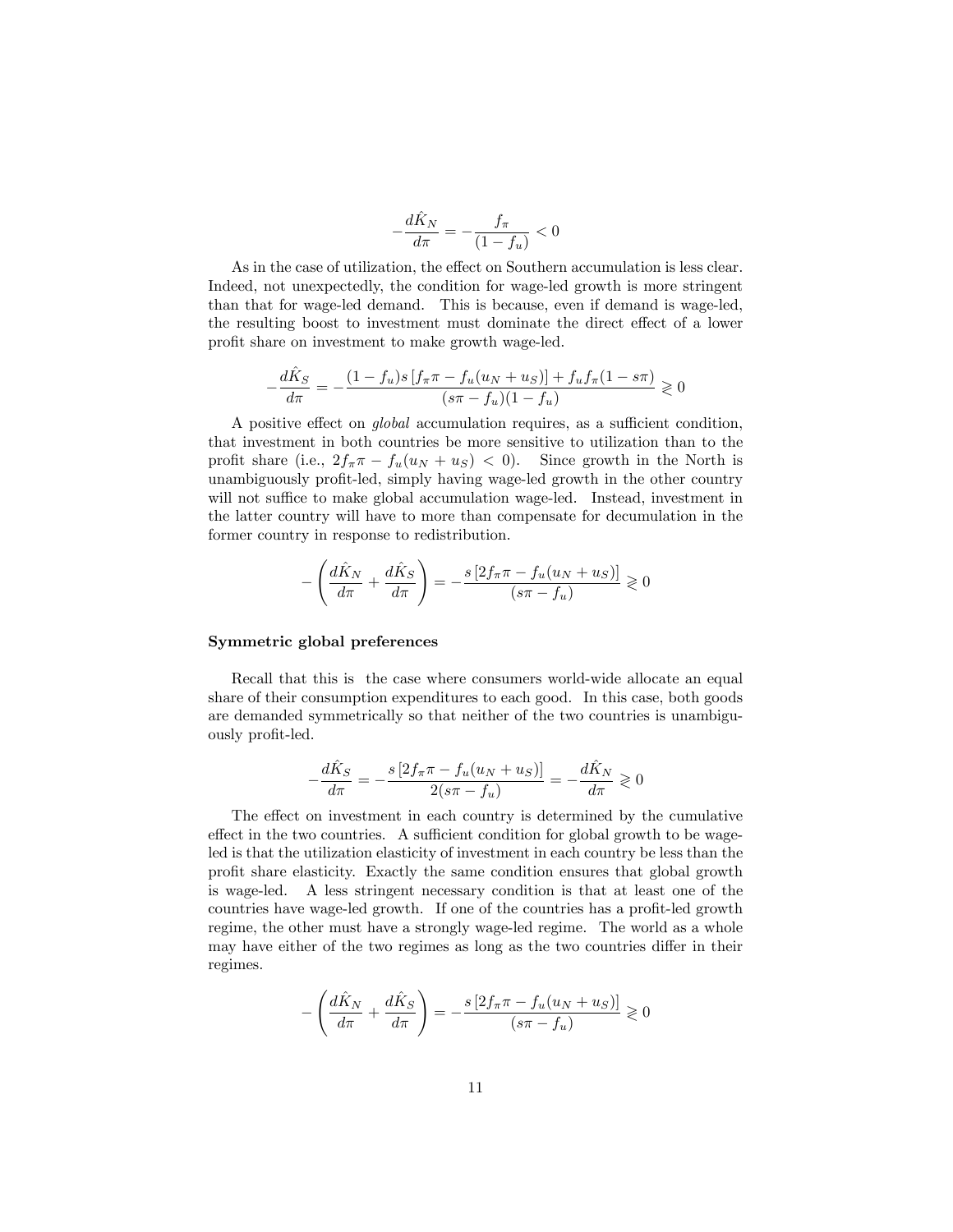$$-\frac{d\hat{K}_N}{d\pi} = -\frac{f_\pi}{(1-f_u)} < 0$$

As in the case of utilization, the effect on Southern accumulation is less clear. Indeed, not unexpectedly, the condition for wage-led growth is more stringent than that for wage-led demand. This is because, even if demand is wage-led, the resulting boost to investment must dominate the direct effect of a lower profit share on investment to make growth wage-led.

$$-\frac{d\hat{K}_S}{d\pi} = -\frac{(1-f_u)s\left[f_\pi \pi - f_u(u_N + u_S)\right] + f_u f_\pi (1 - s\pi)}{(s\pi - f_u)(1-f_u)} \gtrless 0$$

A positive effect on *global* accumulation requires, as a sufficient condition, that investment in both countries be more sensitive to utilization than to the profit share (i.e., $2f_\pi \pi - f_u(u_N + u_S) < 0$). Since growth in the North is unambiguously profit-led, simply having wage-led growth in the other country will not suffice to make global accumulation wage-led. Instead, investment in the latter country will have to more than compensate for decumulation in the former country in response to redistribution.

$$-\left(\frac{d\hat{K}_N}{d\pi} + \frac{d\hat{K}_S}{d\pi}\right) = -\frac{s\left[2f_\pi \pi - f_u(u_N + u_S)\right]}{(s\pi - f_u)} \gtrless 0$$

**Symmetric global preferences**

Recall that this is the case where consumers world-wide allocate an equal share of their consumption expenditures to each good. In this case, both goods are demanded symmetrically so that neither of the two countries is unambiguously profit-led.

$$-\frac{d\hat{K}_S}{d\pi} = -\frac{s\left[2f_\pi \pi - f_u(u_N + u_S)\right]}{2(s\pi - f_u)} = -\frac{d\hat{K}_N}{d\pi} \gtrless 0$$

The effect on investment in each country is determined by the cumulative effect in the two countries. A sufficient condition for global growth to be wage-led is that the utilization elasticity of investment in each country be less than the profit share elasticity. Exactly the same condition ensures that global growth is wage-led. A less stringent necessary condition is that at least one of the countries have wage-led growth. If one of the countries has a profit-led growth regime, the other must have a strongly wage-led regime. The world as a whole may have either of the two regimes as long as the two countries differ in their regimes.

$$-\left(\frac{d\hat{K}_N}{d\pi} + \frac{d\hat{K}_S}{d\pi}\right) = -\frac{s\left[2f_\pi \pi - f_u(u_N + u_S)\right]}{(s\pi - f_u)} \gtrless 0$$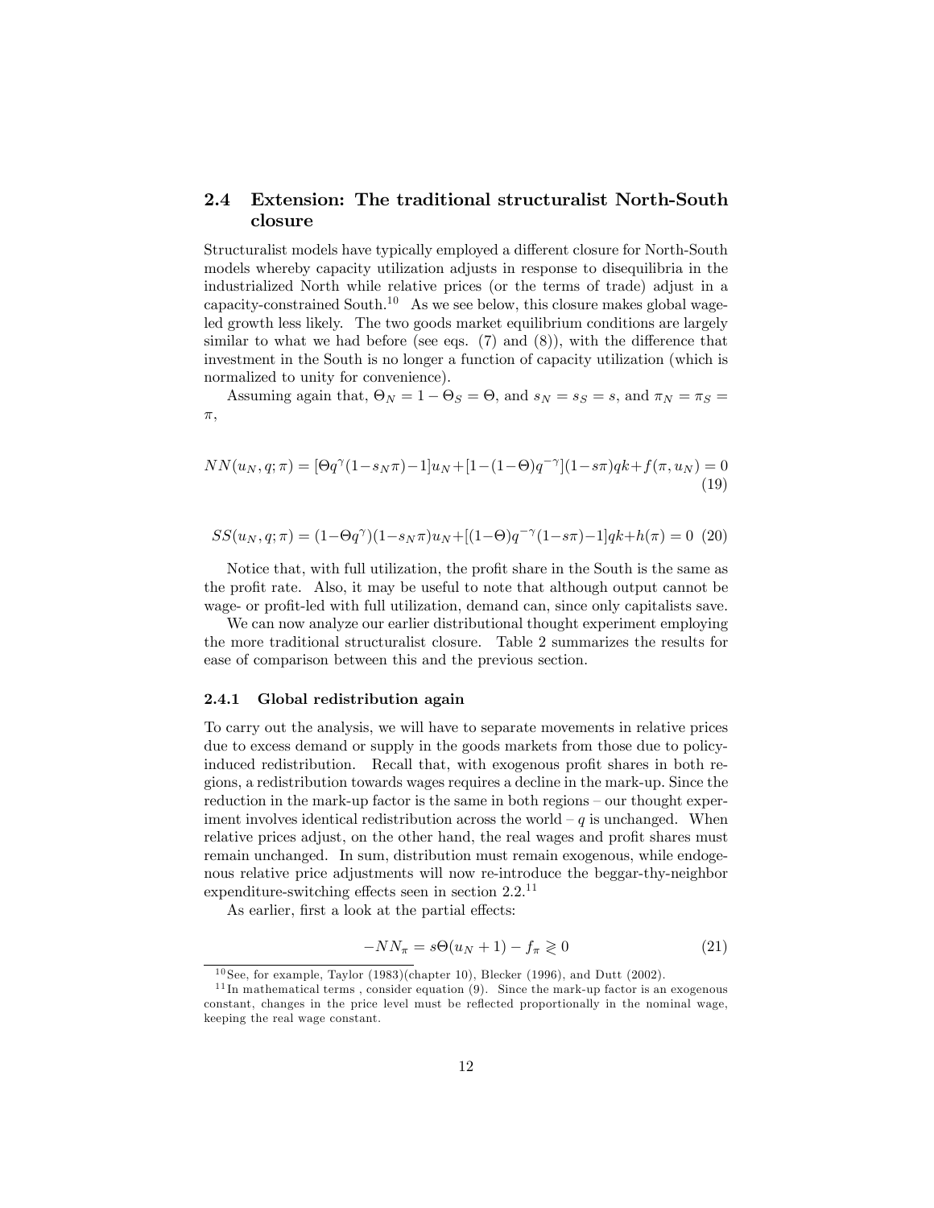### 2.4 Extension: The traditional structuralist North-South closure

Structuralist models have typically employed a different closure for North-South models whereby capacity utilization adjusts in response to disequilibria in the industrialized North while relative prices (or the terms of trade) adjust in a capacity-constrained South.[10] As we see below, this closure makes global wage-led growth less likely. The two goods market equilibrium conditions are largely similar to what we had before (see eqs. (7) and (8)), with the difference that investment in the South is no longer a function of capacity utilization (which is normalized to unity for convenience).

Assuming again that, $\Theta_N = 1 - \Theta_S = \Theta$, and $s_N = s_S = s$, and $\pi_N = \pi_S = \pi$,

$$NN(u_N, q; \pi) = [\Theta q^{\gamma}(1-s_N\pi)-1]u_N + [1-(1-\Theta)q^{-\gamma}](1-s\pi)qk + f(\pi, u_N) = 0 \tag{19}$$

$$SS(u_N, q; \pi) = (1-\Theta q^{\gamma})(1-s_N\pi)u_N + [(1-\Theta)q^{-\gamma}(1-s\pi)-1]qk + h(\pi) = 0 \tag{20}$$

Notice that, with full utilization, the profit share in the South is the same as the profit rate. Also, it may be useful to note that although output cannot be wage- or profit-led with full utilization, demand can, since only capitalists save.

We can now analyze our earlier distributional thought experiment employing the more traditional structuralist closure. Table 2 summarizes the results for ease of comparison between this and the previous section.

#### 2.4.1 Global redistribution again

To carry out the analysis, we will have to separate movements in relative prices due to excess demand or supply in the goods markets from those due to policy-induced redistribution. Recall that, with exogenous profit shares in both regions, a redistribution towards wages requires a decline in the mark-up. Since the reduction in the mark-up factor is the same in both regions – our thought experiment involves identical redistribution across the world – $q$ is unchanged. When relative prices adjust, on the other hand, the real wages and profit shares must remain unchanged. In sum, distribution must remain exogenous, while endogenous relative price adjustments will now re-introduce the beggar-thy-neighbor expenditure-switching effects seen in section 2.2.[11]

As earlier, first a look at the partial effects:

$$-NN_{\pi} = s\Theta(u_N + 1) - f_{\pi} \gtrless 0 \tag{21}$$

---

[10] See, for example, Taylor (1983)(chapter 10), Blecker (1996), and Dutt (2002).

[11] In mathematical terms , consider equation (9). Since the mark-up factor is an exogenous constant, changes in the price level must be reflected proportionally in the nominal wage, keeping the real wage constant.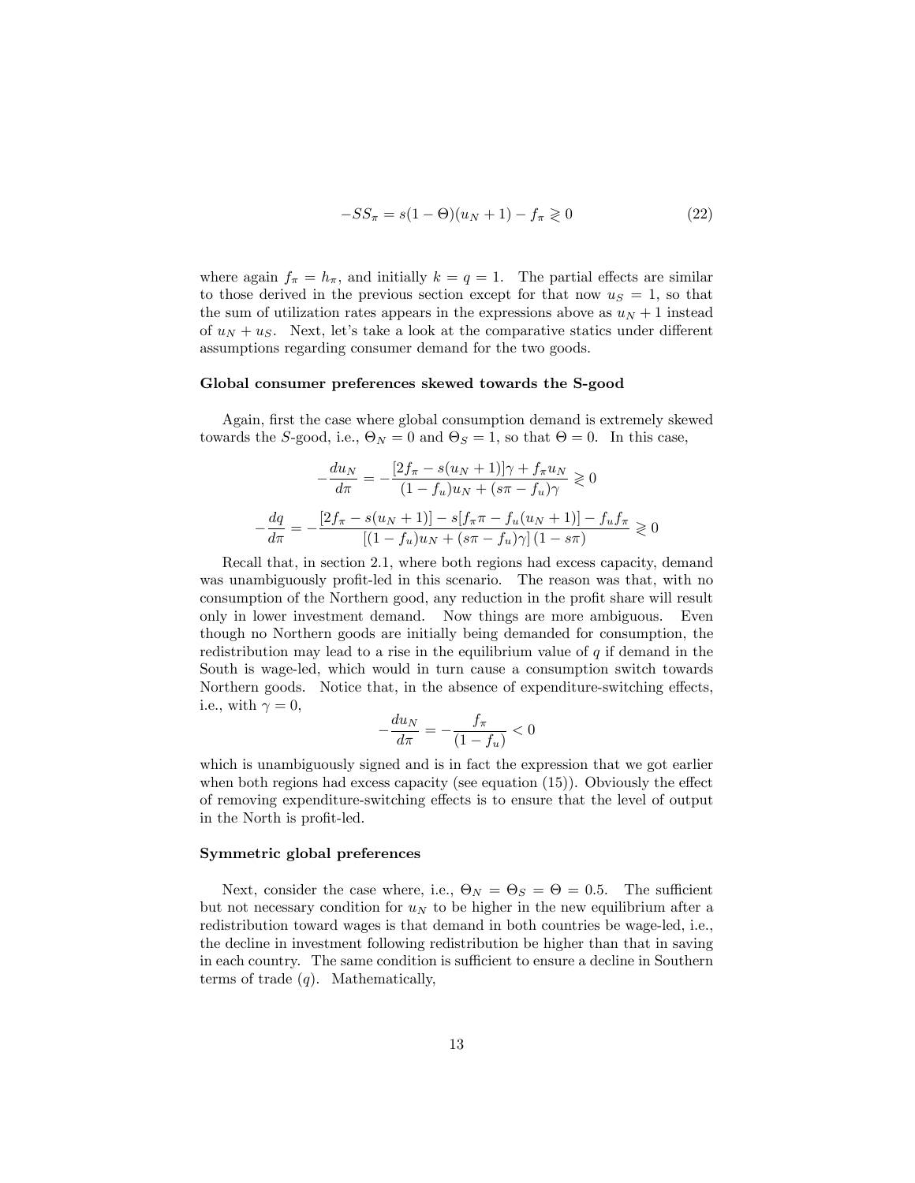$$-SS_{\pi} = s(1-\Theta)(u_N+1) - f_{\pi} \gtrless 0 \tag{22}$$

where again $f_{\pi} = h_{\pi}$, and initially $k = q = 1$. The partial effects are similar to those derived in the previous section except for that now $u_S = 1$, so that the sum of utilization rates appears in the expressions above as $u_N + 1$ instead of $u_N + u_S$. Next, let's take a look at the comparative statics under different assumptions regarding consumer demand for the two goods.

**Global consumer preferences skewed towards the S-good**

Again, first the case where global consumption demand is extremely skewed towards the $S$-good, i.e., $\Theta_N = 0$ and $\Theta_S = 1$, so that $\Theta = 0$. In this case,

$$-\frac{du_N}{d\pi} = -\frac{[2f_{\pi} - s(u_N+1)]\gamma + f_{\pi}u_N}{(1-f_u)u_N + (s\pi - f_u)\gamma} \gtrless 0$$

$$-\frac{dq}{d\pi} = -\frac{[2f_{\pi} - s(u_N+1)] - s[f_{\pi}\pi - f_u(u_N+1)] - f_u f_{\pi}}{[(1-f_u)u_N + (s\pi - f_u)\gamma](1-s\pi)} \gtrless 0$$

Recall that, in section 2.1, where both regions had excess capacity, demand was unambiguously profit-led in this scenario. The reason was that, with no consumption of the Northern good, any reduction in the profit share will result only in lower investment demand. Now things are more ambiguous. Even though no Northern goods are initially being demanded for consumption, the redistribution may lead to a rise in the equilibrium value of $q$ if demand in the South is wage-led, which would in turn cause a consumption switch towards Northern goods. Notice that, in the absence of expenditure-switching effects, i.e., with $\gamma = 0$,

$$-\frac{du_N}{d\pi} = -\frac{f_{\pi}}{(1-f_u)} < 0$$

which is unambiguously signed and is in fact the expression that we got earlier when both regions had excess capacity (see equation (15)). Obviously the effect of removing expenditure-switching effects is to ensure that the level of output in the North is profit-led.

**Symmetric global preferences**

Next, consider the case where, i.e., $\Theta_N = \Theta_S = \Theta = 0.5$. The sufficient but not necessary condition for $u_N$ to be higher in the new equilibrium after a redistribution toward wages is that demand in both countries be wage-led, i.e., the decline in investment following redistribution be higher than that in saving in each country. The same condition is sufficient to ensure a decline in Southern terms of trade ($q$). Mathematically,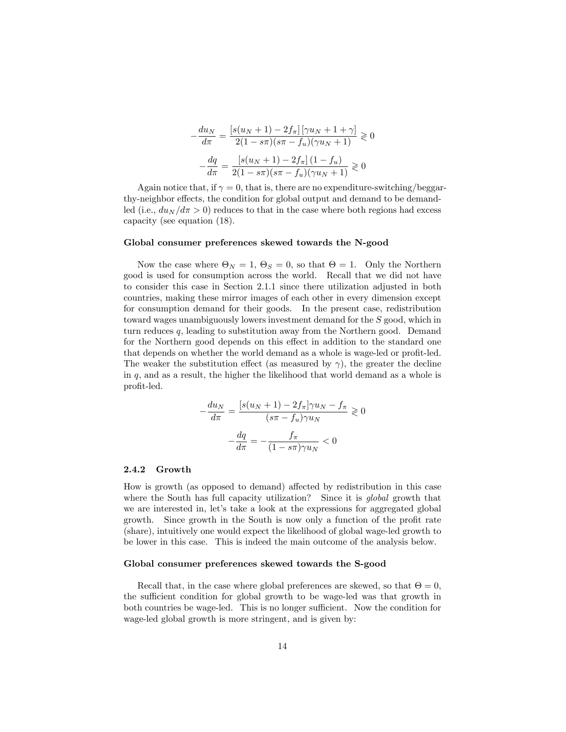$$-\frac{du_N}{d\pi} = \frac{[s(u_N+1) - 2f_\pi]\,[\gamma u_N + 1 + \gamma]}{2(1-s\pi)(s\pi - f_u)(\gamma u_N + 1)} \gtrless 0$$

$$-\frac{dq}{d\pi} = \frac{[s(u_N+1) - 2f_\pi]\,(1-f_u)}{2(1-s\pi)(s\pi - f_u)(\gamma u_N + 1)} \gtrless 0$$

Again notice that, if $\gamma = 0$, that is, there are no expenditure-switching/beggar-thy-neighbor effects, the condition for global output and demand to be demand-led (i.e., $du_N/d\pi > 0$) reduces to that in the case where both regions had excess capacity (see equation (18).

#### Global consumer preferences skewed towards the N-good

Now the case where $\Theta_N = 1$, $\Theta_S = 0$, so that $\Theta = 1$. Only the Northern good is used for consumption across the world. Recall that we did not have to consider this case in Section 2.1.1 since there utilization adjusted in both countries, making these mirror images of each other in every dimension except for consumption demand for their goods. In the present case, redistribution toward wages unambiguously lowers investment demand for the $S$ good, which in turn reduces $q$, leading to substitution away from the Northern good. Demand for the Northern good depends on this effect in addition to the standard one that depends on whether the world demand as a whole is wage-led or profit-led. The weaker the substitution effect (as measured by $\gamma$), the greater the decline in $q$, and as a result, the higher the likelihood that world demand as a whole is profit-led.

$$-\frac{du_N}{d\pi} = \frac{[s(u_N+1) - 2f_\pi]\gamma u_N - f_\pi}{(s\pi - f_u)\gamma u_N} \gtrless 0$$

$$-\frac{dq}{d\pi} = -\frac{f_\pi}{(1-s\pi)\gamma u_N} < 0$$

### 2.4.2 Growth

How is growth (as opposed to demand) affected by redistribution in this case where the South has full capacity utilization? Since it is *global* growth that we are interested in, let's take a look at the expressions for aggregated global growth. Since growth in the South is now only a function of the profit rate (share), intuitively one would expect the likelihood of global wage-led growth to be lower in this case. This is indeed the main outcome of the analysis below.

#### Global consumer preferences skewed towards the S-good

Recall that, in the case where global preferences are skewed, so that $\Theta = 0$, the sufficient condition for global growth to be wage-led was that growth in both countries be wage-led. This is no longer sufficient. Now the condition for wage-led global growth is more stringent, and is given by: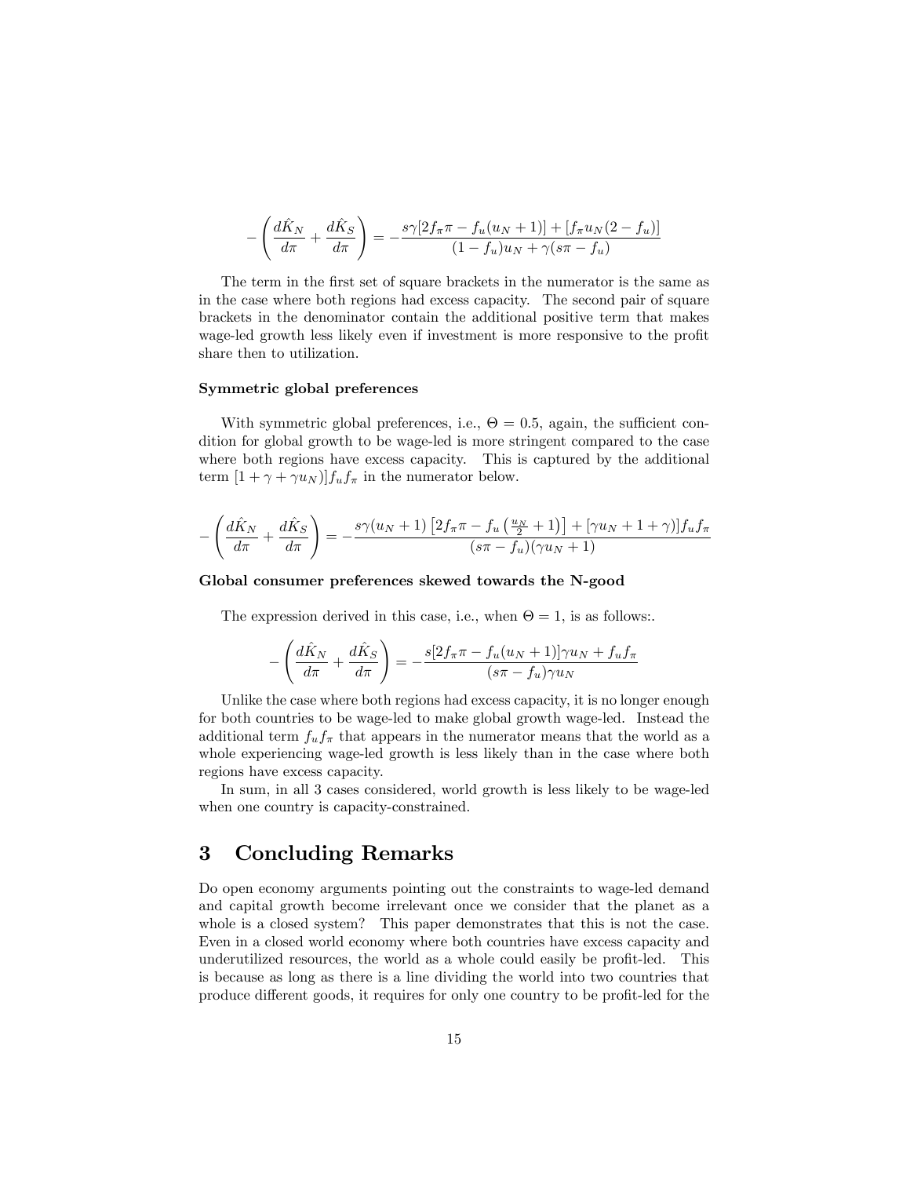$$-\left(\frac{d\hat{K}_N}{d\pi}+\frac{d\hat{K}_S}{d\pi}\right)=-\frac{s\gamma[2f_\pi\pi-f_u(u_N+1)]+[f_\pi u_N(2-f_u)]}{(1-f_u)u_N+\gamma(s\pi-f_u)}$$

The term in the first set of square brackets in the numerator is the same as in the case where both regions had excess capacity. The second pair of square brackets in the denominator contain the additional positive term that makes wage-led growth less likely even if investment is more responsive to the profit share then to utilization.

#### Symmetric global preferences

With symmetric global preferences, i.e., $\Theta = 0.5$, again, the sufficient condition for global growth to be wage-led is more stringent compared to the case where both regions have excess capacity. This is captured by the additional term $[1+\gamma+\gamma u_N)]f_u f_\pi$ in the numerator below.

$$-\left(\frac{d\hat{K}_N}{d\pi}+\frac{d\hat{K}_S}{d\pi}\right)=-\frac{s\gamma(u_N+1)\left[2f_\pi\pi-f_u\left(\frac{u_N}{2}+1\right)\right]+[\gamma u_N+1+\gamma)]f_u f_\pi}{(s\pi-f_u)(\gamma u_N+1)}$$

#### Global consumer preferences skewed towards the N-good

The expression derived in this case, i.e., when $\Theta = 1$, is as follows:.

$$-\left(\frac{d\hat{K}_N}{d\pi}+\frac{d\hat{K}_S}{d\pi}\right)=-\frac{s[2f_\pi\pi-f_u(u_N+1)]\gamma u_N+f_u f_\pi}{(s\pi-f_u)\gamma u_N}$$

Unlike the case where both regions had excess capacity, it is no longer enough for both countries to be wage-led to make global growth wage-led. Instead the additional term $f_u f_\pi$ that appears in the numerator means that the world as a whole experiencing wage-led growth is less likely than in the case where both regions have excess capacity.

In sum, in all 3 cases considered, world growth is less likely to be wage-led when one country is capacity-constrained.

## 3 Concluding Remarks

Do open economy arguments pointing out the constraints to wage-led demand and capital growth become irrelevant once we consider that the planet as a whole is a closed system? This paper demonstrates that this is not the case. Even in a closed world economy where both countries have excess capacity and underutilized resources, the world as a whole could easily be profit-led. This is because as long as there is a line dividing the world into two countries that produce different goods, it requires for only one country to be profit-led for the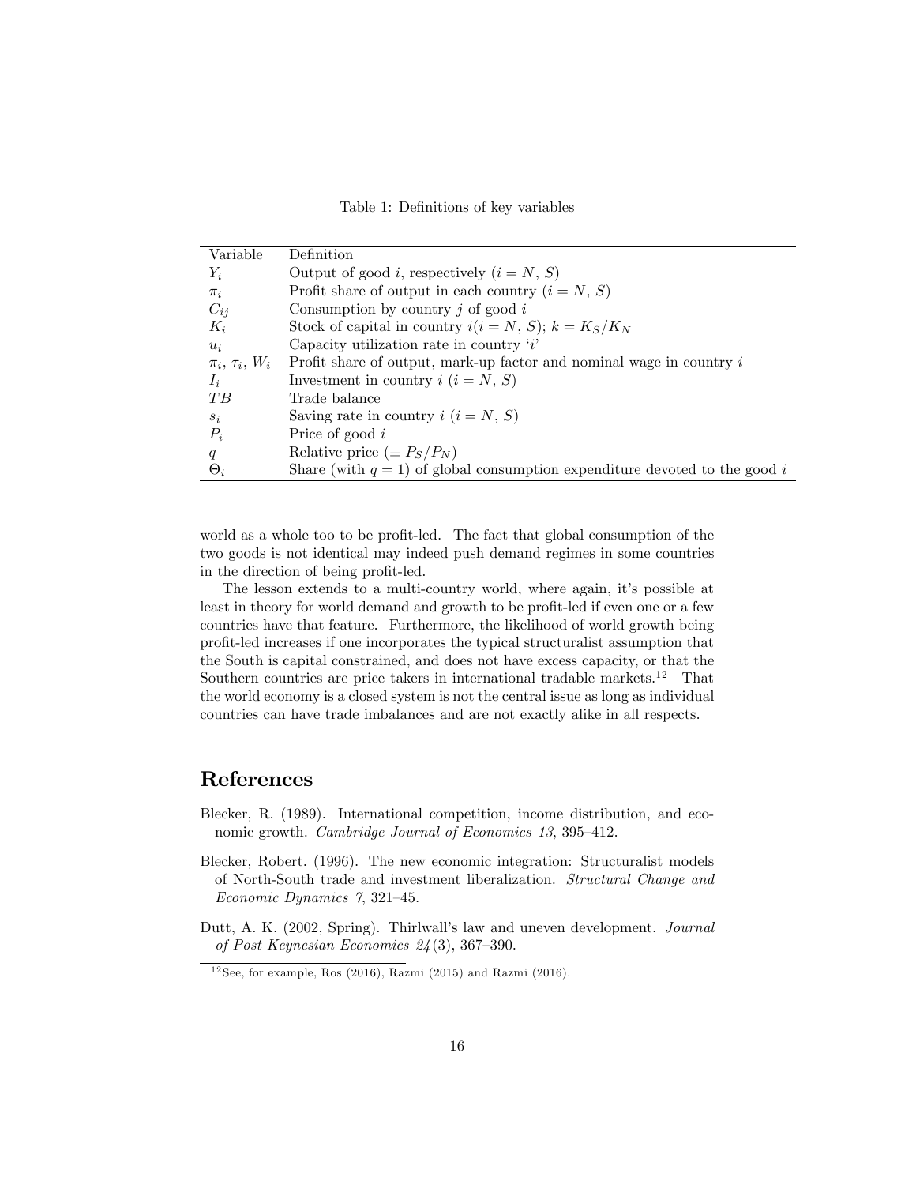Table 1: Definitions of key variables

| Variable | Definition |
|---|---|
| $Y_i$ | Output of good $i$, respectively ($i = N, S$) |
| $\pi_i$ | Profit share of output in each country ($i = N, S$) |
| $C_{ij}$ | Consumption by country $j$ of good $i$ |
| $K_i$ | Stock of capital in country $i (i = N, S)$; $k = K_S/K_N$ |
| $u_i$ | Capacity utilization rate in country '$i$' |
| $\pi_i$, $\tau_i$, $W_i$ | Profit share of output, mark-up factor and nominal wage in country $i$ |
| $I_i$ | Investment in country $i$ ($i = N, S$) |
| $TB$ | Trade balance |
| $s_i$ | Saving rate in country $i$ ($i = N, S$) |
| $P_i$ | Price of good $i$ |
| $q$ | Relative price ($\equiv P_S/P_N$) |
| $\Theta_i$ | Share (with $q = 1$) of global consumption expenditure devoted to the good $i$ |

world as a whole too to be profit-led. The fact that global consumption of the two goods is not identical may indeed push demand regimes in some countries in the direction of being profit-led.

The lesson extends to a multi-country world, where again, it's possible at least in theory for world demand and growth to be profit-led if even one or a few countries have that feature. Furthermore, the likelihood of world growth being profit-led increases if one incorporates the typical structuralist assumption that the South is capital constrained, and does not have excess capacity, or that the Southern countries are price takers in international tradable markets.[12] That the world economy is a closed system is not the central issue as long as individual countries can have trade imbalances and are not exactly alike in all respects.

# References

Blecker, R. (1989). International competition, income distribution, and economic growth. *Cambridge Journal of Economics 13*, 395–412.

Blecker, Robert. (1996). The new economic integration: Structuralist models of North-South trade and investment liberalization. *Structural Change and Economic Dynamics 7*, 321–45.

Dutt, A. K. (2002, Spring). Thirlwall's law and uneven development. *Journal of Post Keynesian Economics 24*(3), 367–390.

[12] See, for example, Ros (2016), Razmi (2015) and Razmi (2016).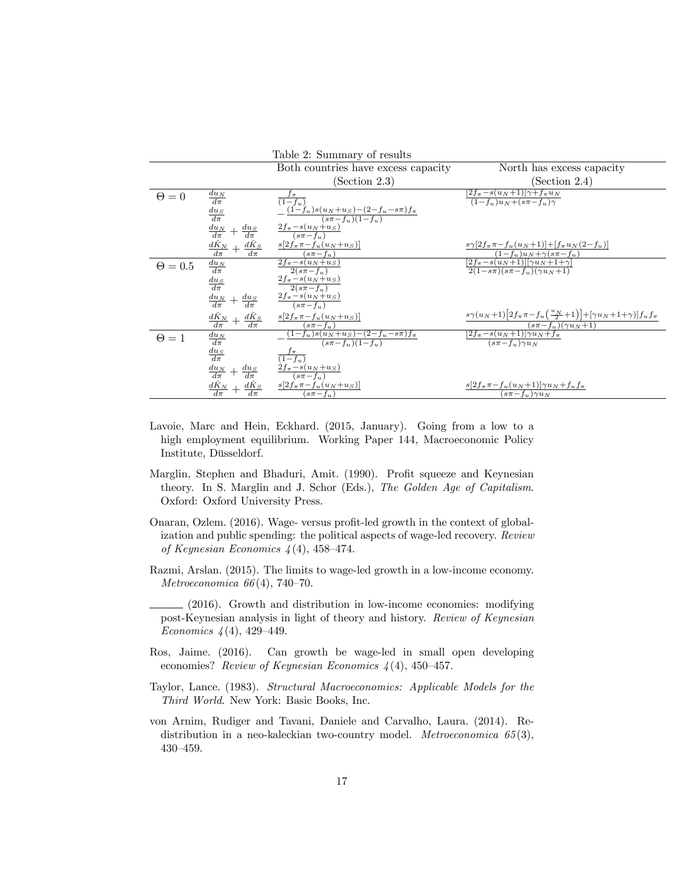Table 2: Summary of results

| | | Both countries have excess capacity (Section 2.3) | North has excess capacity (Section 2.4) |
|---|---|---|---|
| $\Theta = 0$ | $\frac{du_N}{d\pi}$ | $\frac{f_\pi}{(1-f_u)}$ | $\frac{[2f_\pi - s(u_N+1)]\gamma + f_\pi u_N}{(1-f_u)u_N + (s\pi - f_u)\gamma}$ |
| | $\frac{du_S}{d\pi}$ | $-\frac{(1-f_u)s(u_N+u_S)-(2-f_u-s\pi)f_\pi}{(s\pi-f_u)(1-f_u)}$ | |
| | $\frac{du_N}{d\pi} + \frac{du_S}{d\pi}$ | $\frac{2f_\pi - s(u_N+u_S)}{(s\pi-f_u)}$ | |
| | $\frac{d\hat{K}_N}{d\pi} + \frac{d\hat{K}_S}{d\pi}$ | $\frac{s[2f_\pi\pi - f_u(u_N+u_S)]}{(s\pi-f_u)}$ | $\frac{s\gamma[2f_\pi\pi - f_u(u_N+1)] + [f_\pi u_N(2-f_u)]}{(1-f_u)u_N + \gamma(s\pi - f_u)}$ |
| $\Theta = 0.5$ | $\frac{du_N}{d\pi}$ | $\frac{2f_\pi - s(u_N+u_S)}{2(s\pi-f_u)}$ | $\frac{[2f_\pi - s(u_N+1)][\gamma u_N+1+\gamma]}{2(1-s\pi)(s\pi-f_u)(\gamma u_N+1)}$ |
| | $\frac{du_S}{d\pi}$ | $\frac{2f_\pi - s(u_N+u_S)}{2(s\pi-f_u)}$ | |
| | $\frac{du_N}{d\pi} + \frac{du_S}{d\pi}$ | $\frac{2f_\pi - s(u_N+u_S)}{(s\pi-f_u)}$ | |
| | $\frac{d\hat{K}_N}{d\pi} + \frac{d\hat{K}_S}{d\pi}$ | $\frac{s[2f_\pi\pi - f_u(u_N+u_S)]}{(s\pi-f_u)}$ | $\frac{s\gamma(u_N+1)\left[2f_\pi\pi - f_u\left(\frac{u_N}{2}+1\right)\right] + [\gamma u_N+1+\gamma)]f_u f_\pi}{(s\pi-f_u)(\gamma u_N+1)}$ |
| $\Theta = 1$ | $\frac{du_N}{d\pi}$ | $-\frac{(1-f_u)s(u_N+u_S)-(2-f_u-s\pi)f_\pi}{(s\pi-f_u)(1-f_u)}$ | $\frac{[2f_\pi - s(u_N+1)]\gamma u_N + f_\pi}{(s\pi-f_u)\gamma u_N}$ |
| | $\frac{du_S}{d\pi}$ | $\frac{f_\pi}{(1-f_u)}$ | |
| | $\frac{du_N}{d\pi} + \frac{du_S}{d\pi}$ | $\frac{2f_\pi - s(u_N+u_S)}{(s\pi-f_u)}$ | |
| | $\frac{d\hat{K}_N}{d\pi} + \frac{d\hat{K}_S}{d\pi}$ | $\frac{s[2f_\pi\pi - f_u(u_N+u_S)]}{(s\pi-f_u)}$ | $\frac{s[2f_\pi\pi - f_u(u_N+1)]\gamma u_N + f_u f_\pi}{(s\pi-f_u)\gamma u_N}$ |

Lavoie, Marc and Hein, Eckhard. (2015, January). Going from a low to a high employment equilibrium. Working Paper 144, Macroeconomic Policy Institute, Düsseldorf.

Marglin, Stephen and Bhaduri, Amit. (1990). Profit squeeze and Keynesian theory. In S. Marglin and J. Schor (Eds.), *The Golden Age of Capitalism*. Oxford: Oxford University Press.

Onaran, Ozlem. (2016). Wage- versus profit-led growth in the context of globalization and public spending: the political aspects of wage-led recovery. *Review of Keynesian Economics 4*(4), 458–474.

Razmi, Arslan. (2015). The limits to wage-led growth in a low-income economy. *Metroeconomica 66*(4), 740–70.

______ (2016). Growth and distribution in low-income economies: modifying post-Keynesian analysis in light of theory and history. *Review of Keynesian Economics 4*(4), 429–449.

Ros, Jaime. (2016). Can growth be wage-led in small open developing economies? *Review of Keynesian Economics 4*(4), 450–457.

Taylor, Lance. (1983). *Structural Macroeconomics: Applicable Models for the Third World*. New York: Basic Books, Inc.

von Arnim, Rudiger and Tavani, Daniele and Carvalho, Laura. (2014). Redistribution in a neo-kaleckian two-country model. *Metroeconomica 65*(3), 430–459.